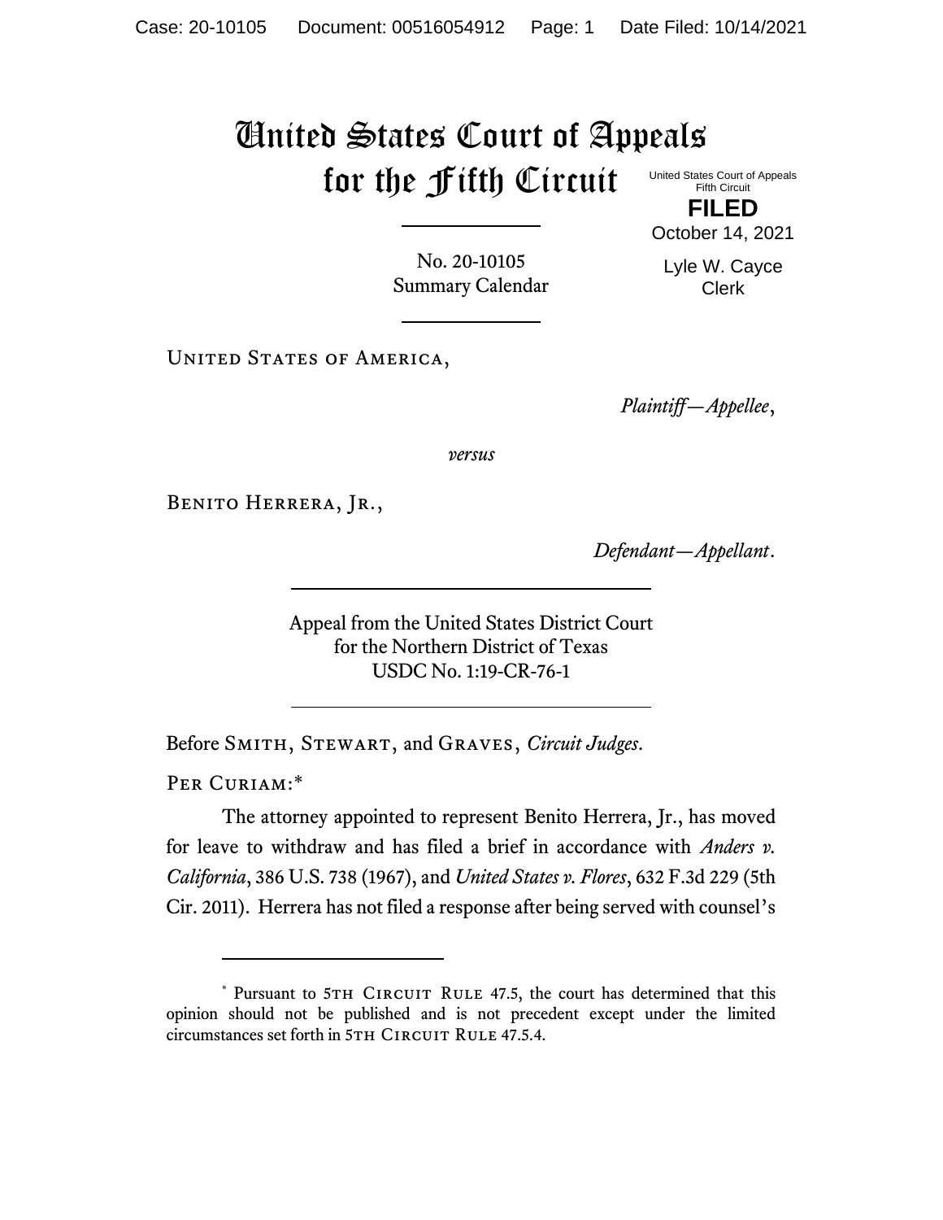# United States Court of Appeals for the Fifth Circuit

United States Court of Appeals
Fifth Circuit

**FILED**

October 14, 2021

Lyle W. Cayce
Clerk

No. 20-10105
Summary Calendar

United States of America,

*Plaintiff—Appellee*,

*versus*

Benito Herrera, Jr.,

*Defendant—Appellant*.

Appeal from the United States District Court
for the Northern District of Texas
USDC No. 1:19-CR-76-1

Before Smith, Stewart, and Graves, *Circuit Judges*.

Per Curiam:[*]

The attorney appointed to represent Benito Herrera, Jr., has moved for leave to withdraw and has filed a brief in accordance with *Anders v. California*, 386 U.S. 738 (1967), and *United States v. Flores*, 632 F.3d 229 (5th Cir. 2011). Herrera has not filed a response after being served with counsel's

---

[*] Pursuant to 5th Circuit Rule 47.5, the court has determined that this opinion should not be published and is not precedent except under the limited circumstances set forth in 5th Circuit Rule 47.5.4.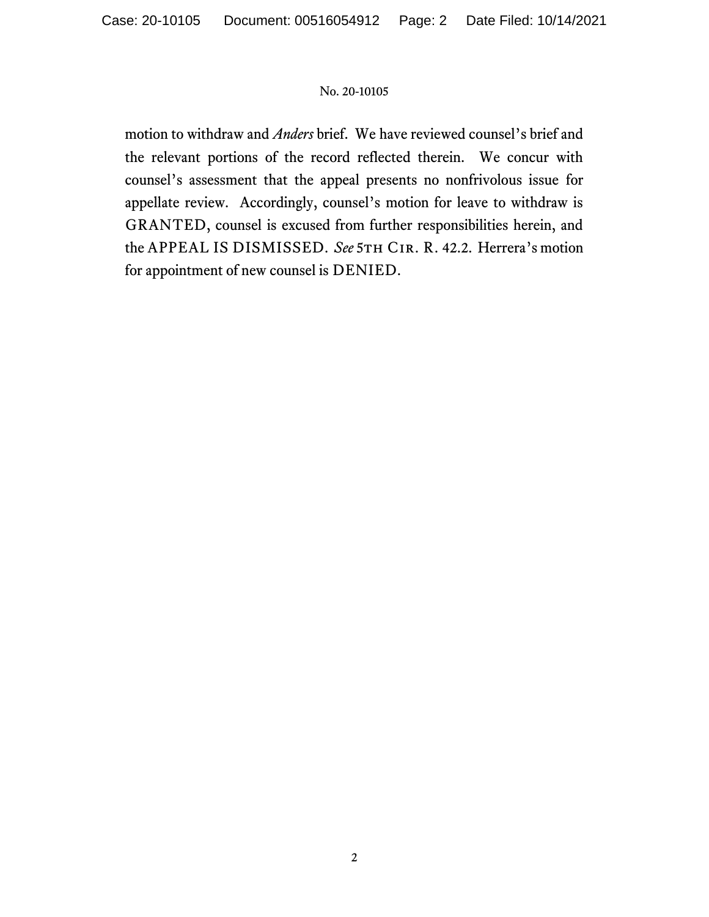motion to withdraw and *Anders* brief. We have reviewed counsel's brief and the relevant portions of the record reflected therein. We concur with counsel's assessment that the appeal presents no nonfrivolous issue for appellate review. Accordingly, counsel's motion for leave to withdraw is GRANTED, counsel is excused from further responsibilities herein, and the APPEAL IS DISMISSED. *See* 5TH CIR. R. 42.2. Herrera's motion for appointment of new counsel is DENIED.